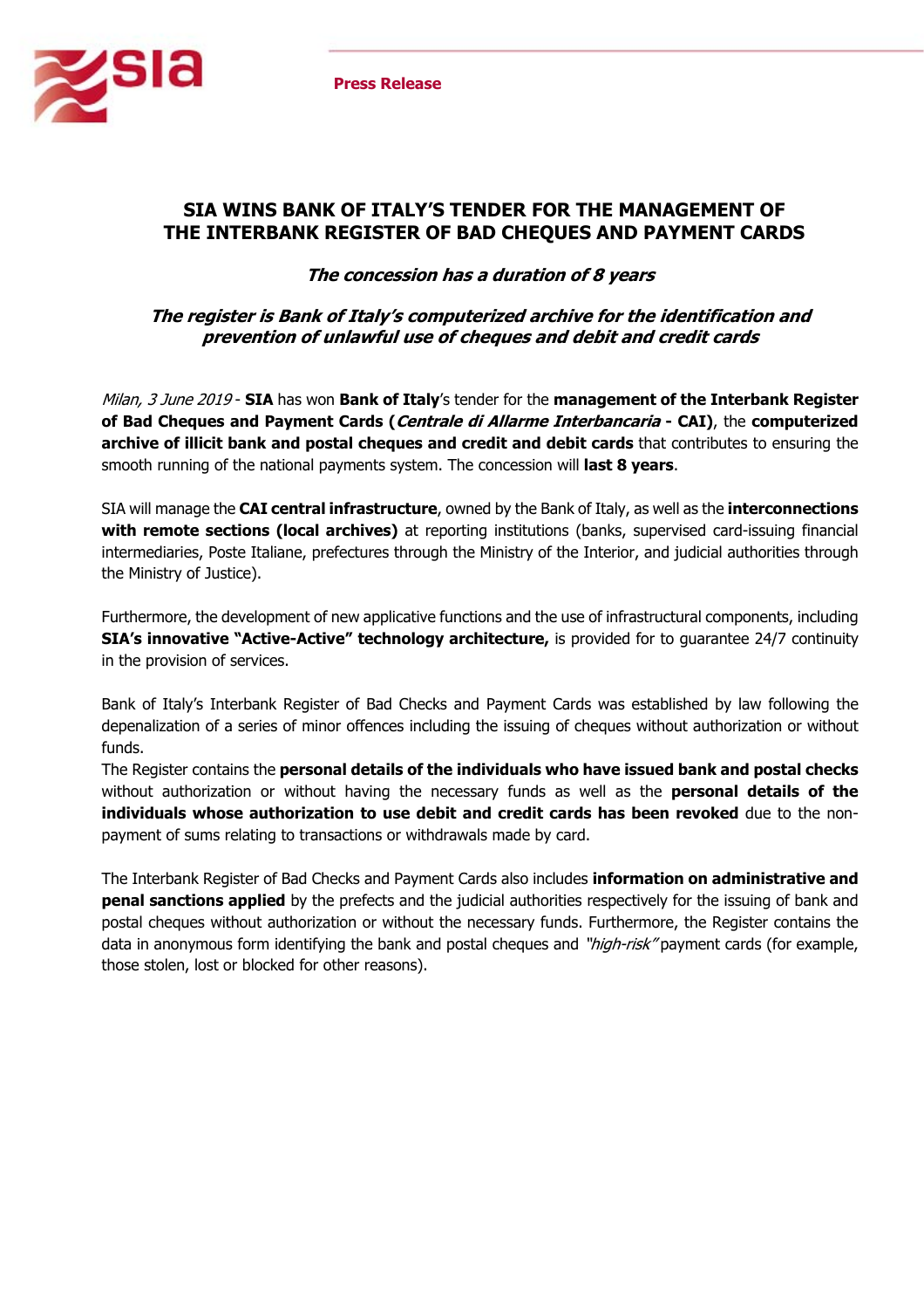**Press Release**

# SIA WINS BANK OF ITALY'S TENDER FOR THE MANAGEMENT OF THE INTERBANK REGISTER OF BAD CHEQUES AND PAYMENT CARDS

### *The concession has a duration of 8 years*

### *The register is Bank of Italy's computerized archive for the identification and prevention of unlawful use of cheques and debit and credit cards*

*Milan, 3 June 2019* - **SIA** has won **Bank of Italy**'s tender for the **management of the Interbank Register of Bad Cheques and Payment Cards (*Centrale di Allarme Interbancaria* - CAI)**, the **computerized archive of illicit bank and postal cheques and credit and debit cards** that contributes to ensuring the smooth running of the national payments system. The concession will **last 8 years**.

SIA will manage the **CAI central infrastructure**, owned by the Bank of Italy, as well as the **interconnections with remote sections (local archives)** at reporting institutions (banks, supervised card-issuing financial intermediaries, Poste Italiane, prefectures through the Ministry of the Interior, and judicial authorities through the Ministry of Justice).

Furthermore, the development of new applicative functions and the use of infrastructural components, including **SIA's innovative "Active-Active" technology architecture,** is provided for to guarantee 24/7 continuity in the provision of services.

Bank of Italy's Interbank Register of Bad Checks and Payment Cards was established by law following the depenalization of a series of minor offences including the issuing of cheques without authorization or without funds.
The Register contains the **personal details of the individuals who have issued bank and postal checks** without authorization or without having the necessary funds as well as the **personal details of the individuals whose authorization to use debit and credit cards has been revoked** due to the non-payment of sums relating to transactions or withdrawals made by card.

The Interbank Register of Bad Checks and Payment Cards also includes **information on administrative and penal sanctions applied** by the prefects and the judicial authorities respectively for the issuing of bank and postal cheques without authorization or without the necessary funds. Furthermore, the Register contains the data in anonymous form identifying the bank and postal cheques and *"high-risk"* payment cards (for example, those stolen, lost or blocked for other reasons).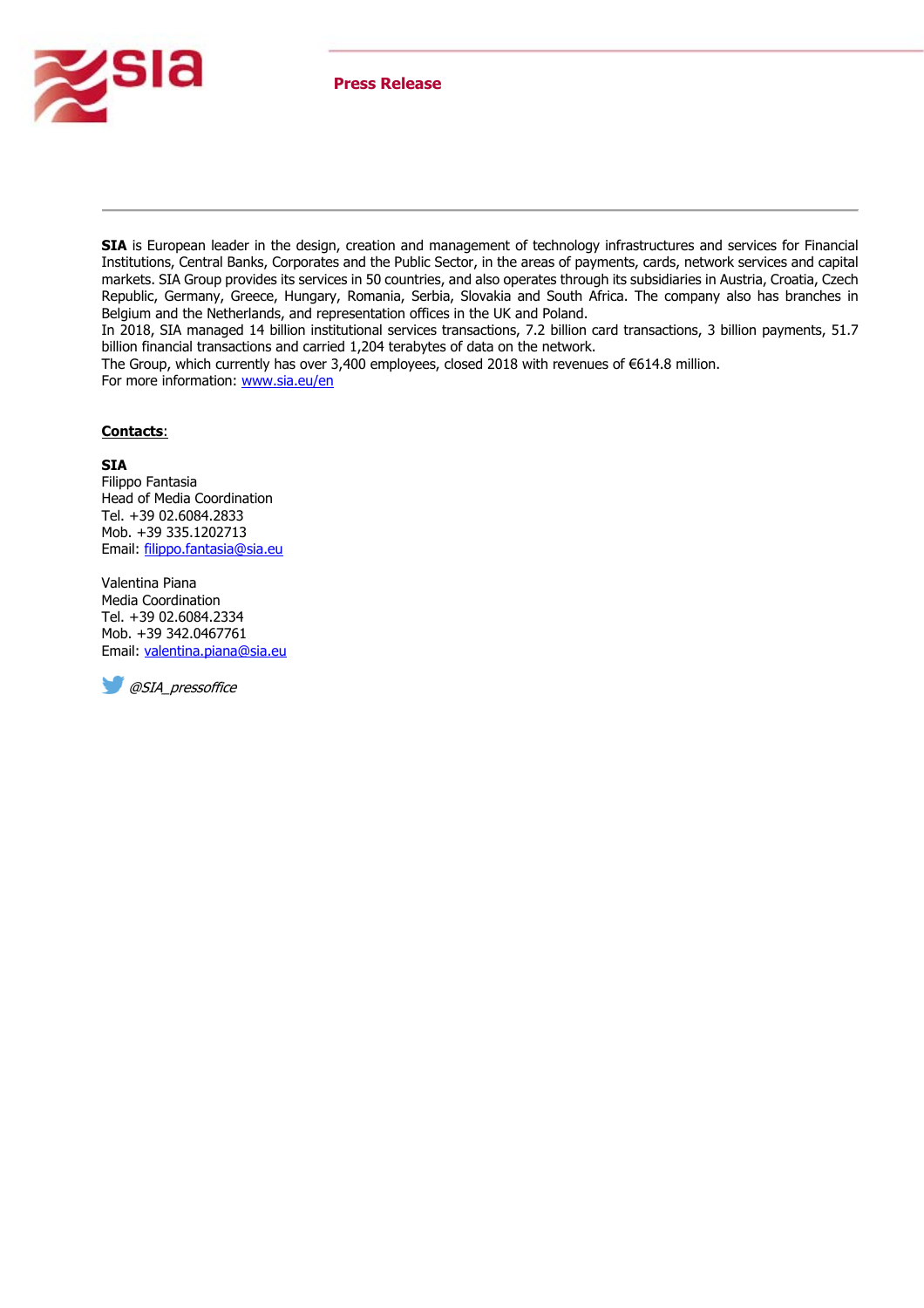**SIA** is European leader in the design, creation and management of technology infrastructures and services for Financial Institutions, Central Banks, Corporates and the Public Sector, in the areas of payments, cards, network services and capital markets. SIA Group provides its services in 50 countries, and also operates through its subsidiaries in Austria, Croatia, Czech Republic, Germany, Greece, Hungary, Romania, Serbia, Slovakia and South Africa. The company also has branches in Belgium and the Netherlands, and representation offices in the UK and Poland.
In 2018, SIA managed 14 billion institutional services transactions, 7.2 billion card transactions, 3 billion payments, 51.7 billion financial transactions and carried 1,204 terabytes of data on the network.
The Group, which currently has over 3,400 employees, closed 2018 with revenues of €614.8 million.
For more information: [www.sia.eu/en](www.sia.eu/en)

**Contacts**:

**SIA**
Filippo Fantasia
Head of Media Coordination
Tel. +39 02.6084.2833
Mob. +39 335.1202713
Email: filippo.fantasia@sia.eu

Valentina Piana
Media Coordination
Tel. +39 02.6084.2334
Mob. +39 342.0467761
Email: valentina.piana@sia.eu

*@SIA_pressoffice*